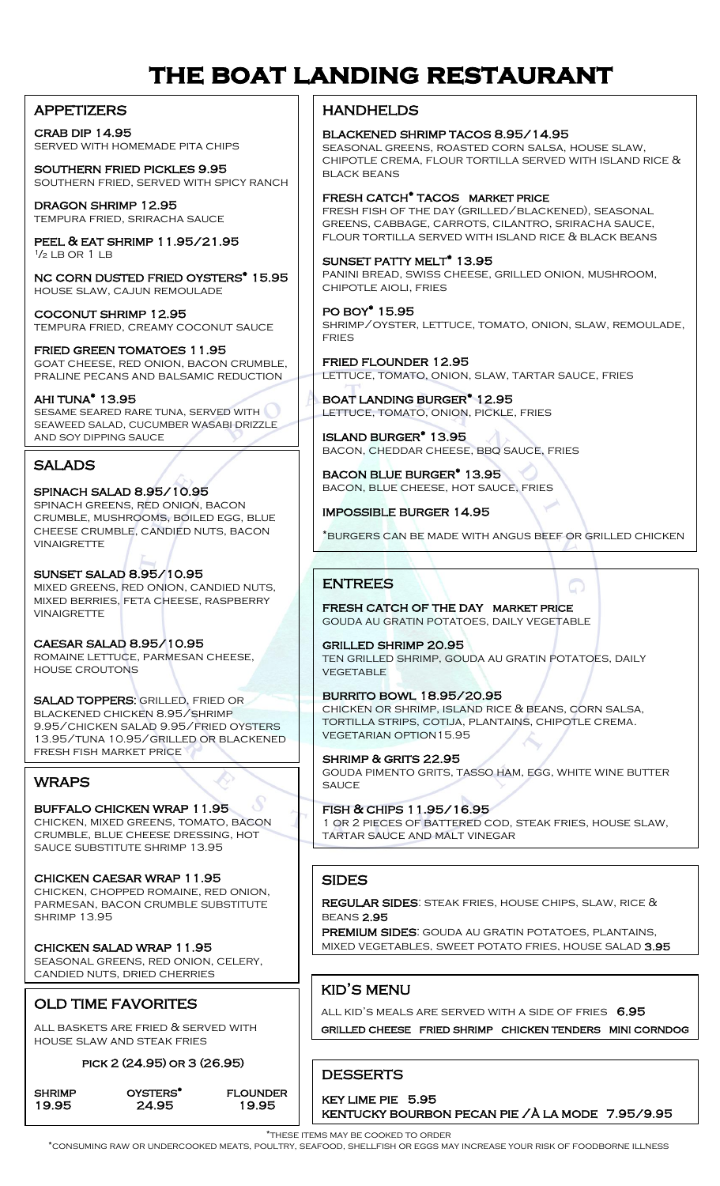# THE BOAT LANDING RESTAURANT

## APPETIZERS

**CRAB DIP 14.95**
SERVED WITH HOMEMADE PITA CHIPS

**SOUTHERN FRIED PICKLES 9.95**
SOUTHERN FRIED, SERVED WITH SPICY RANCH

**DRAGON SHRIMP 12.95**
TEMPURA FRIED, SRIRACHA SAUCE

**PEEL & EAT SHRIMP 11.95/21.95**
½ LB OR 1 LB

**NC CORN DUSTED FRIED OYSTERS* 15.95**
HOUSE SLAW, CAJUN REMOULADE

**COCONUT SHRIMP 12.95**
TEMPURA FRIED, CREAMY COCONUT SAUCE

**FRIED GREEN TOMATOES 11.95**
GOAT CHEESE, RED ONION, BACON CRUMBLE, PRALINE PECANS AND BALSAMIC REDUCTION

**AHI TUNA* 13.95**
SESAME SEARED RARE TUNA, SERVED WITH SEAWEED SALAD, CUCUMBER WASABI DRIZZLE AND SOY DIPPING SAUCE

## SALADS

**SPINACH SALAD 8.95/10.95**
SPINACH GREENS, RED ONION, BACON CRUMBLE, MUSHROOMS, BOILED EGG, BLUE CHEESE CRUMBLE, CANDIED NUTS, BACON VINAIGRETTE

**SUNSET SALAD 8.95/10.95**
MIXED GREENS, RED ONION, CANDIED NUTS, MIXED BERRIES, FETA CHEESE, RASPBERRY VINAIGRETTE

**CAESAR SALAD 8.95/10.95**
ROMAINE LETTUCE, PARMESAN CHEESE, HOUSE CROUTONS

**SALAD TOPPERS:** GRILLED, FRIED OR BLACKENED CHICKEN 8.95/SHRIMP 9.95/CHICKEN SALAD 9.95/FRIED OYSTERS 13.95/TUNA 10.95/GRILLED OR BLACKENED FRESH FISH MARKET PRICE

## WRAPS

**BUFFALO CHICKEN WRAP 11.95**
CHICKEN, MIXED GREENS, TOMATO, BACON CRUMBLE, BLUE CHEESE DRESSING, HOT SAUCE SUBSTITUTE SHRIMP 13.95

**CHICKEN CAESAR WRAP 11.95**
CHICKEN, CHOPPED ROMAINE, RED ONION, PARMESAN, BACON CRUMBLE SUBSTITUTE SHRIMP 13.95

**CHICKEN SALAD WRAP 11.95**
SEASONAL GREENS, RED ONION, CELERY, CANDIED NUTS, DRIED CHERRIES

## OLD TIME FAVORITES

ALL BASKETS ARE FRIED & SERVED WITH HOUSE SLAW AND STEAK FRIES

**PICK 2 (24.95) OR 3 (26.95)**

| SHRIMP | OYSTERS* | FLOUNDER |
|---|---|---|
| 19.95 | 24.95 | 19.95 |

## HANDHELDS

**BLACKENED SHRIMP TACOS 8.95/14.95**
SEASONAL GREENS, ROASTED CORN SALSA, HOUSE SLAW, CHIPOTLE CREMA, FLOUR TORTILLA SERVED WITH ISLAND RICE & BLACK BEANS

**FRESH CATCH* TACOS MARKET PRICE**
FRESH FISH OF THE DAY (GRILLED/BLACKENED), SEASONAL GREENS, CABBAGE, CARROTS, CILANTRO, SRIRACHA SAUCE, FLOUR TORTILLA SERVED WITH ISLAND RICE & BLACK BEANS

**SUNSET PATTY MELT* 13.95**
PANINI BREAD, SWISS CHEESE, GRILLED ONION, MUSHROOM, CHIPOTLE AIOLI, FRIES

**PO BOY* 15.95**
SHRIMP/OYSTER, LETTUCE, TOMATO, ONION, SLAW, REMOULADE, FRIES

**FRIED FLOUNDER 12.95**
LETTUCE, TOMATO, ONION, SLAW, TARTAR SAUCE, FRIES

**BOAT LANDING BURGER* 12.95**
LETTUCE, TOMATO, ONION, PICKLE, FRIES

**ISLAND BURGER* 13.95**
BACON, CHEDDAR CHEESE, BBQ SAUCE, FRIES

**BACON BLUE BURGER* 13.95**
BACON, BLUE CHEESE, HOT SAUCE, FRIES

**IMPOSSIBLE BURGER 14.95**

*BURGERS CAN BE MADE WITH ANGUS BEEF OR GRILLED CHICKEN

## ENTREES

**FRESH CATCH OF THE DAY MARKET PRICE**
GOUDA AU GRATIN POTATOES, DAILY VEGETABLE

**GRILLED SHRIMP 20.95**
TEN GRILLED SHRIMP, GOUDA AU GRATIN POTATOES, DAILY VEGETABLE

**BURRITO BOWL 18.95/20.95**
CHICKEN OR SHRIMP, ISLAND RICE & BEANS, CORN SALSA, TORTILLA STRIPS, COTIJA, PLANTAINS, CHIPOTLE CREMA. VEGETARIAN OPTION15.95

**SHRIMP & GRITS 22.95**
GOUDA PIMENTO GRITS, TASSO HAM, EGG, WHITE WINE BUTTER SAUCE

**FISH & CHIPS 11.95/16.95**
1 OR 2 PIECES OF BATTERED COD, STEAK FRIES, HOUSE SLAW, TARTAR SAUCE AND MALT VINEGAR

## SIDES

**REGULAR SIDES**: STEAK FRIES, HOUSE CHIPS, SLAW, RICE & BEANS **2.95**

**PREMIUM SIDES**: GOUDA AU GRATIN POTATOES, PLANTAINS, MIXED VEGETABLES, SWEET POTATO FRIES, HOUSE SALAD **3.95**

## KID'S MENU

ALL KID'S MEALS ARE SERVED WITH A SIDE OF FRIES **6.95**

**GRILLED CHEESE FRIED SHRIMP CHICKEN TENDERS MINI CORNDOG**

## DESSERTS

**KEY LIME PIE 5.95**

**KENTUCKY BOURBON PECAN PIE /À LA MODE 7.95/9.95**

*THESE ITEMS MAY BE COOKED TO ORDER

*CONSUMING RAW OR UNDERCOOKED MEATS, POULTRY, SEAFOOD, SHELLFISH OR EGGS MAY INCREASE YOUR RISK OF FOODBORNE ILLNESS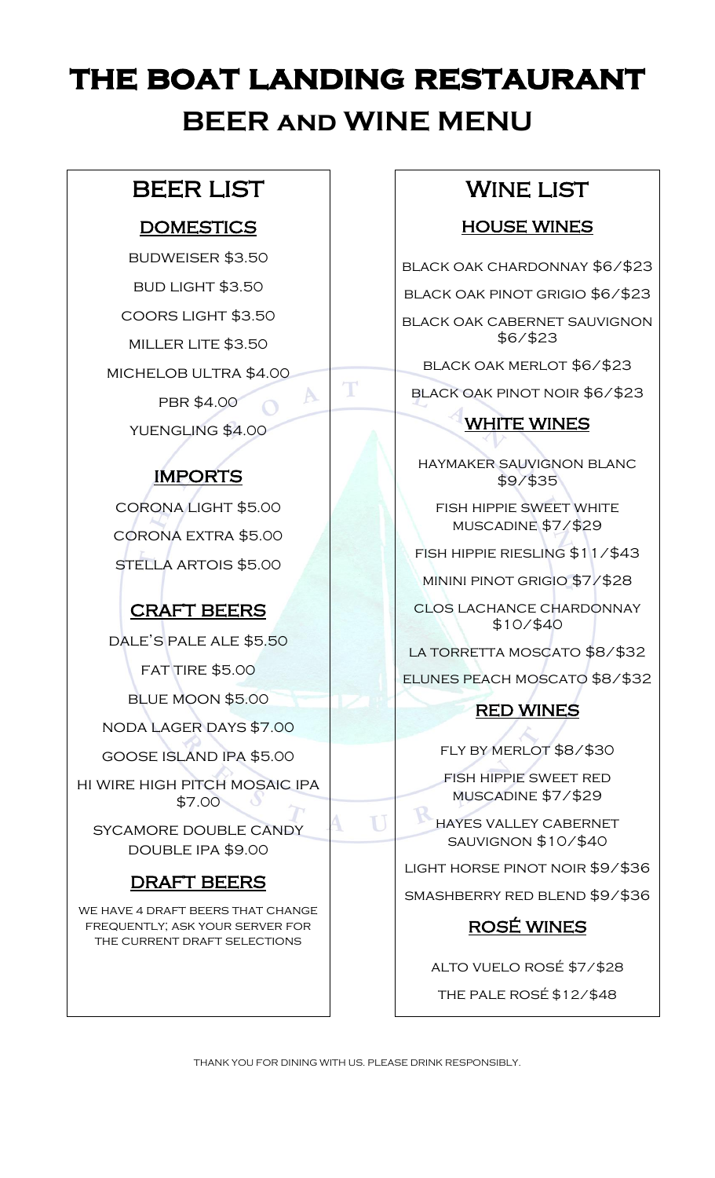# THE BOAT LANDING RESTAURANT

# BEER and WINE MENU

## BEER LIST

### DOMESTICS

BUDWEISER $3.50

BUD LIGHT $3.50

COORS LIGHT $3.50

MILLER LITE $3.50

MICHELOB ULTRA $4.00

PBR $4.00

YUENGLING $4.00

### IMPORTS

CORONA LIGHT $5.00

CORONA EXTRA $5.00

STELLA ARTOIS $5.00

### CRAFT BEERS

DALE'S PALE ALE $5.50

FAT TIRE $5.00

BLUE MOON $5.00

NODA LAGER DAYS $7.00

GOOSE ISLAND IPA $5.00

HI WIRE HIGH PITCH MOSAIC IPA $7.00

SYCAMORE DOUBLE CANDY DOUBLE IPA $9.00

### DRAFT BEERS

WE HAVE 4 DRAFT BEERS THAT CHANGE FREQUENTLY; ASK YOUR SERVER FOR THE CURRENT DRAFT SELECTIONS

## WINE LIST

### HOUSE WINES

BLACK OAK CHARDONNAY $6/$23

BLACK OAK PINOT GRIGIO $6/$23

BLACK OAK CABERNET SAUVIGNON $6/$23

BLACK OAK MERLOT $6/$23

BLACK OAK PINOT NOIR $6/$23

### WHITE WINES

HAYMAKER SAUVIGNON BLANC $9/$35

FISH HIPPIE SWEET WHITE MUSCADINE $7/$29

FISH HIPPIE RIESLING $11/$43

MININI PINOT GRIGIO $7/$28

CLOS LACHANCE CHARDONNAY $10/$40

LA TORRETTA MOSCATO $8/$32

ELUNES PEACH MOSCATO $8/$32

### RED WINES

FLY BY MERLOT $8/$30

FISH HIPPIE SWEET RED MUSCADINE $7/$29

HAYES VALLEY CABERNET SAUVIGNON $10/$40

LIGHT HORSE PINOT NOIR $9/$36

SMASHBERRY RED BLEND $9/$36

### ROSÉ WINES

ALTO VUELO ROSÉ $7/$28

THE PALE ROSÉ $12/$48

THANK YOU FOR DINING WITH US. PLEASE DRINK RESPONSIBLY.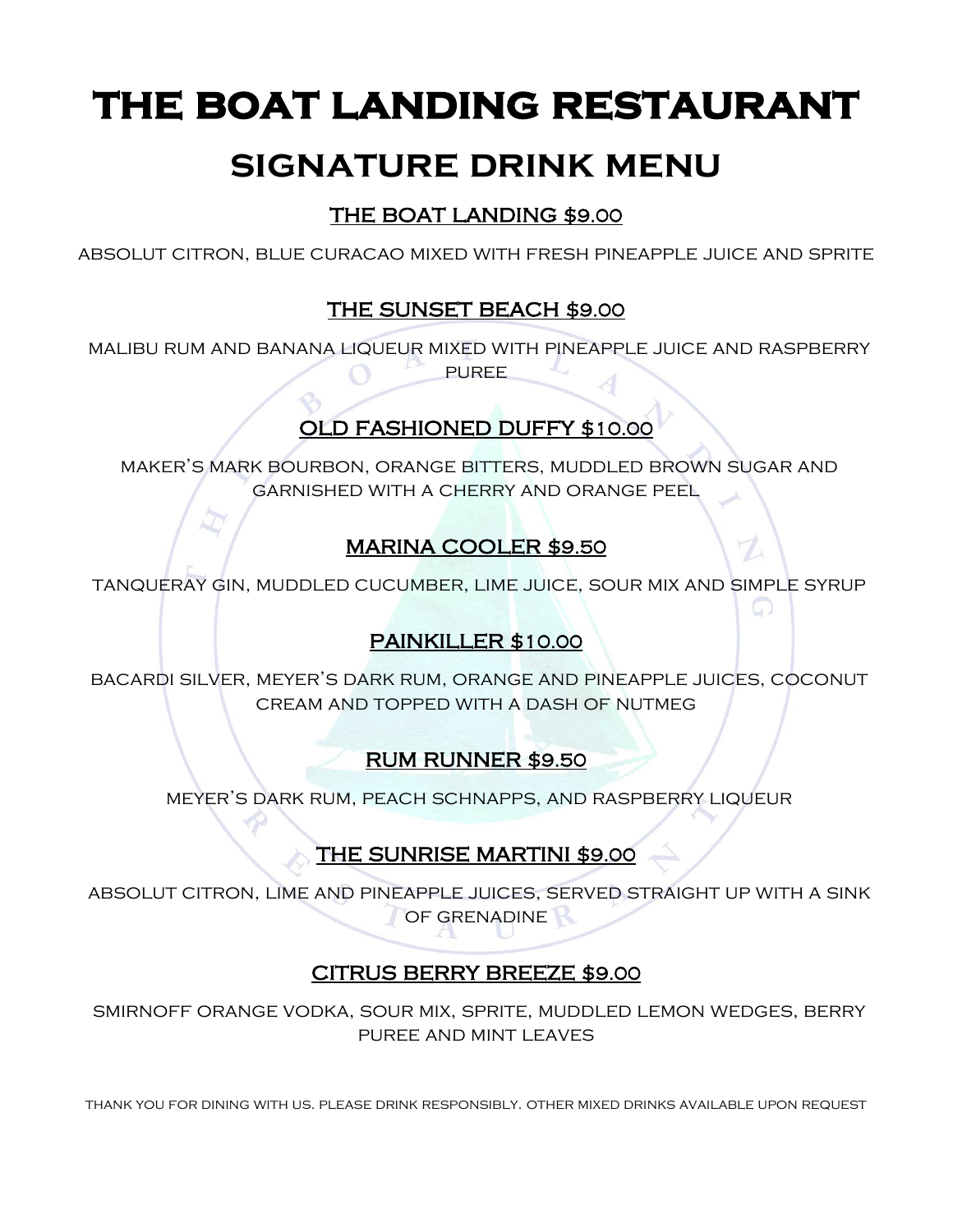# THE BOAT LANDING RESTAURANT

## SIGNATURE DRINK MENU

### THE BOAT LANDING $9.00

ABSOLUT CITRON, BLUE CURACAO MIXED WITH FRESH PINEAPPLE JUICE AND SPRITE

### THE SUNSET BEACH $9.00

MALIBU RUM AND BANANA LIQUEUR MIXED WITH PINEAPPLE JUICE AND RASPBERRY PUREE

### OLD FASHIONED DUFFY $10.00

MAKER'S MARK BOURBON, ORANGE BITTERS, MUDDLED BROWN SUGAR AND GARNISHED WITH A CHERRY AND ORANGE PEEL

### MARINA COOLER $9.50

TANQUERAY GIN, MUDDLED CUCUMBER, LIME JUICE, SOUR MIX AND SIMPLE SYRUP

### PAINKILLER $10.00

BACARDI SILVER, MEYER'S DARK RUM, ORANGE AND PINEAPPLE JUICES, COCONUT CREAM AND TOPPED WITH A DASH OF NUTMEG

### RUM RUNNER $9.50

MEYER'S DARK RUM, PEACH SCHNAPPS, AND RASPBERRY LIQUEUR

### THE SUNRISE MARTINI $9.00

ABSOLUT CITRON, LIME AND PINEAPPLE JUICES, SERVED STRAIGHT UP WITH A SINK OF GRENADINE

### CITRUS BERRY BREEZE $9.00

SMIRNOFF ORANGE VODKA, SOUR MIX, SPRITE, MUDDLED LEMON WEDGES, BERRY PUREE AND MINT LEAVES

THANK YOU FOR DINING WITH US. PLEASE DRINK RESPONSIBLY. OTHER MIXED DRINKS AVAILABLE UPON REQUEST